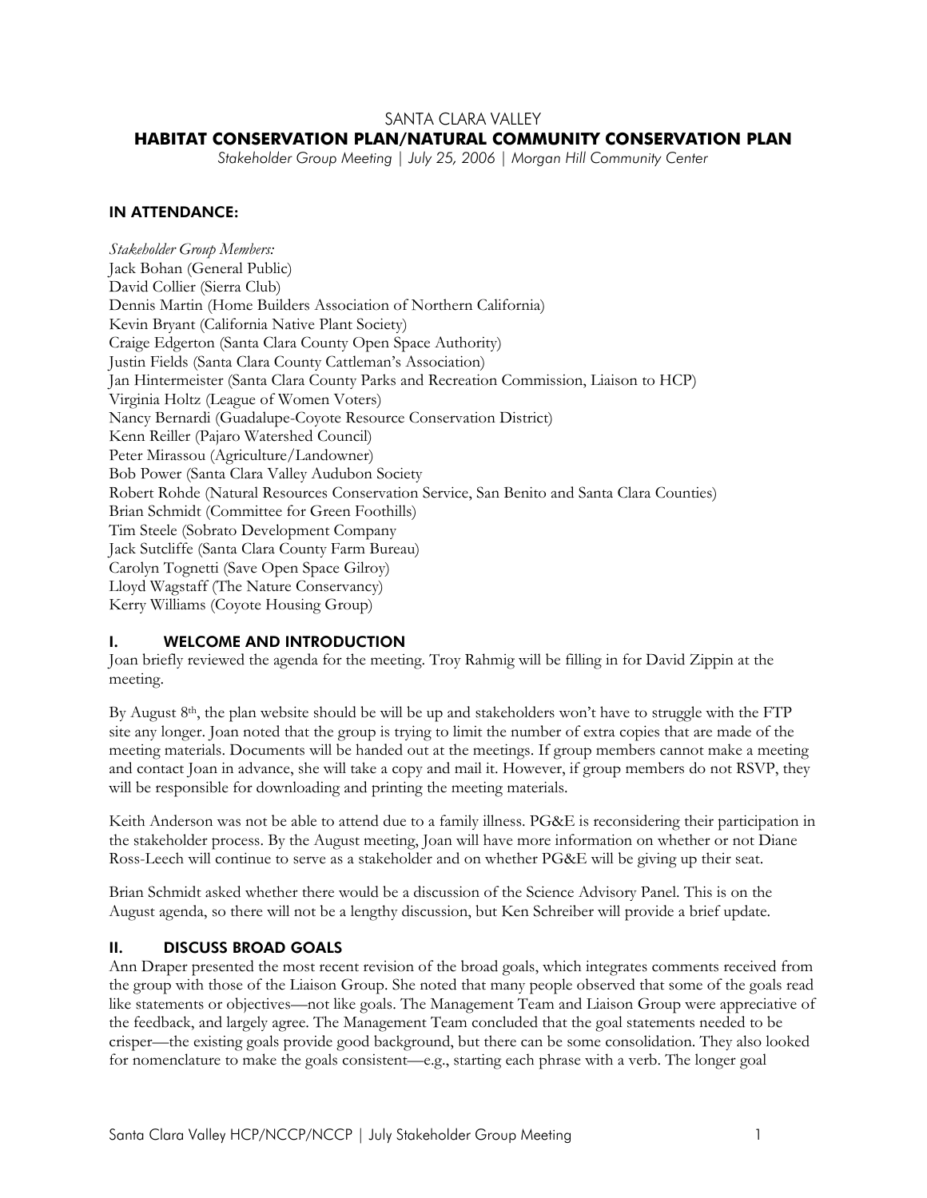SANTA CLARA VALLEY

# HABITAT CONSERVATION PLAN/NATURAL COMMUNITY CONSERVATION PLAN

*Stakeholder Group Meeting | July 25, 2006 | Morgan Hill Community Center*

## IN ATTENDANCE:

*Stakeholder Group Members:*
Jack Bohan (General Public)
David Collier (Sierra Club)
Dennis Martin (Home Builders Association of Northern California)
Kevin Bryant (California Native Plant Society)
Craige Edgerton (Santa Clara County Open Space Authority)
Justin Fields (Santa Clara County Cattleman's Association)
Jan Hintermeister (Santa Clara County Parks and Recreation Commission, Liaison to HCP)
Virginia Holtz (League of Women Voters)
Nancy Bernardi (Guadalupe-Coyote Resource Conservation District)
Kenn Reiller (Pajaro Watershed Council)
Peter Mirassou (Agriculture/Landowner)
Bob Power (Santa Clara Valley Audubon Society
Robert Rohde (Natural Resources Conservation Service, San Benito and Santa Clara Counties)
Brian Schmidt (Committee for Green Foothills)
Tim Steele (Sobrato Development Company
Jack Sutcliffe (Santa Clara County Farm Bureau)
Carolyn Tognetti (Save Open Space Gilroy)
Lloyd Wagstaff (The Nature Conservancy)
Kerry Williams (Coyote Housing Group)

## I. WELCOME AND INTRODUCTION

Joan briefly reviewed the agenda for the meeting. Troy Rahmig will be filling in for David Zippin at the meeting.

By August 8th, the plan website should be will be up and stakeholders won't have to struggle with the FTP site any longer. Joan noted that the group is trying to limit the number of extra copies that are made of the meeting materials. Documents will be handed out at the meetings. If group members cannot make a meeting and contact Joan in advance, she will take a copy and mail it. However, if group members do not RSVP, they will be responsible for downloading and printing the meeting materials.

Keith Anderson was not be able to attend due to a family illness. PG&E is reconsidering their participation in the stakeholder process. By the August meeting, Joan will have more information on whether or not Diane Ross-Leech will continue to serve as a stakeholder and on whether PG&E will be giving up their seat.

Brian Schmidt asked whether there would be a discussion of the Science Advisory Panel. This is on the August agenda, so there will not be a lengthy discussion, but Ken Schreiber will provide a brief update.

## II. DISCUSS BROAD GOALS

Ann Draper presented the most recent revision of the broad goals, which integrates comments received from the group with those of the Liaison Group. She noted that many people observed that some of the goals read like statements or objectives—not like goals. The Management Team and Liaison Group were appreciative of the feedback, and largely agree. The Management Team concluded that the goal statements needed to be crisper—the existing goals provide good background, but there can be some consolidation. They also looked for nomenclature to make the goals consistent—e.g., starting each phrase with a verb. The longer goal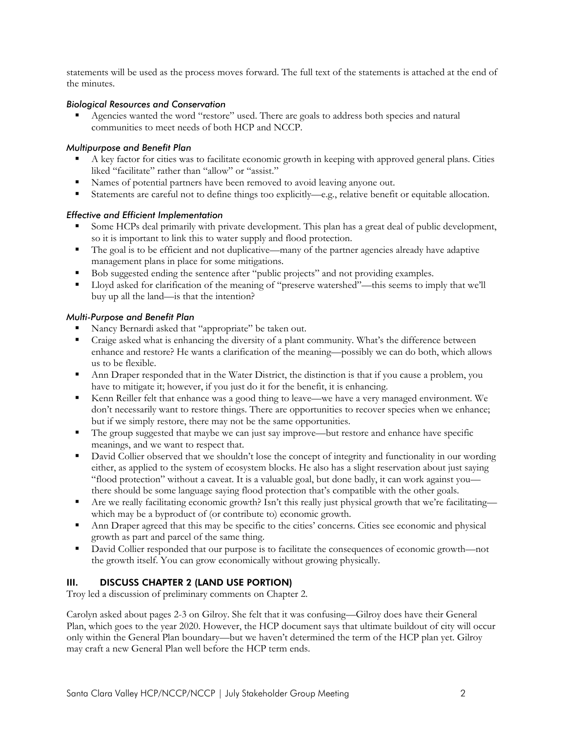statements will be used as the process moves forward. The full text of the statements is attached at the end of the minutes.

*Biological Resources and Conservation*

- Agencies wanted the word "restore" used. There are goals to address both species and natural communities to meet needs of both HCP and NCCP.

*Multipurpose and Benefit Plan*

- A key factor for cities was to facilitate economic growth in keeping with approved general plans. Cities liked "facilitate" rather than "allow" or "assist."
- Names of potential partners have been removed to avoid leaving anyone out.
- Statements are careful not to define things too explicitly—e.g., relative benefit or equitable allocation.

*Effective and Efficient Implementation*

- Some HCPs deal primarily with private development. This plan has a great deal of public development, so it is important to link this to water supply and flood protection.
- The goal is to be efficient and not duplicative—many of the partner agencies already have adaptive management plans in place for some mitigations.
- Bob suggested ending the sentence after "public projects" and not providing examples.
- Lloyd asked for clarification of the meaning of "preserve watershed"—this seems to imply that we'll buy up all the land—is that the intention?

*Multi-Purpose and Benefit Plan*

- Nancy Bernardi asked that "appropriate" be taken out.
- Craige asked what is enhancing the diversity of a plant community. What's the difference between enhance and restore? He wants a clarification of the meaning—possibly we can do both, which allows us to be flexible.
- Ann Draper responded that in the Water District, the distinction is that if you cause a problem, you have to mitigate it; however, if you just do it for the benefit, it is enhancing.
- Kenn Reiller felt that enhance was a good thing to leave—we have a very managed environment. We don't necessarily want to restore things. There are opportunities to recover species when we enhance; but if we simply restore, there may not be the same opportunities.
- The group suggested that maybe we can just say improve—but restore and enhance have specific meanings, and we want to respect that.
- David Collier observed that we shouldn't lose the concept of integrity and functionality in our wording either, as applied to the system of ecosystem blocks. He also has a slight reservation about just saying "flood protection" without a caveat. It is a valuable goal, but done badly, it can work against you—there should be some language saying flood protection that's compatible with the other goals.
- Are we really facilitating economic growth? Isn't this really just physical growth that we're facilitating—which may be a byproduct of (or contribute to) economic growth.
- Ann Draper agreed that this may be specific to the cities' concerns. Cities see economic and physical growth as part and parcel of the same thing.
- David Collier responded that our purpose is to facilitate the consequences of economic growth—not the growth itself. You can grow economically without growing physically.

## III. DISCUSS CHAPTER 2 (LAND USE PORTION)

Troy led a discussion of preliminary comments on Chapter 2.

Carolyn asked about pages 2-3 on Gilroy. She felt that it was confusing—Gilroy does have their General Plan, which goes to the year 2020. However, the HCP document says that ultimate buildout of city will occur only within the General Plan boundary—but we haven't determined the term of the HCP plan yet. Gilroy may craft a new General Plan well before the HCP term ends.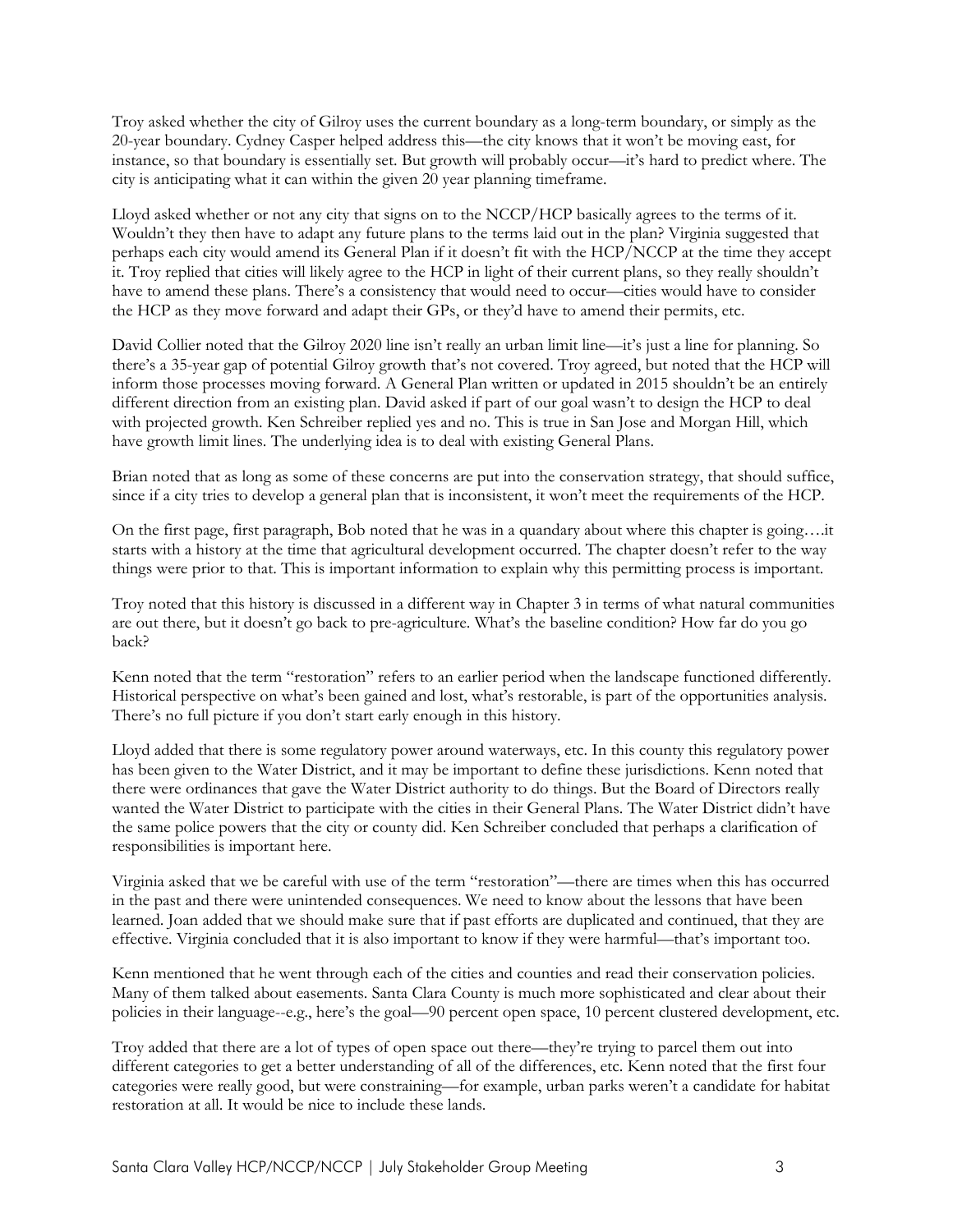Troy asked whether the city of Gilroy uses the current boundary as a long-term boundary, or simply as the 20-year boundary. Cydney Casper helped address this—the city knows that it won't be moving east, for instance, so that boundary is essentially set. But growth will probably occur—it's hard to predict where. The city is anticipating what it can within the given 20 year planning timeframe.

Lloyd asked whether or not any city that signs on to the NCCP/HCP basically agrees to the terms of it. Wouldn't they then have to adapt any future plans to the terms laid out in the plan? Virginia suggested that perhaps each city would amend its General Plan if it doesn't fit with the HCP/NCCP at the time they accept it. Troy replied that cities will likely agree to the HCP in light of their current plans, so they really shouldn't have to amend these plans. There's a consistency that would need to occur—cities would have to consider the HCP as they move forward and adapt their GPs, or they'd have to amend their permits, etc.

David Collier noted that the Gilroy 2020 line isn't really an urban limit line—it's just a line for planning. So there's a 35-year gap of potential Gilroy growth that's not covered. Troy agreed, but noted that the HCP will inform those processes moving forward. A General Plan written or updated in 2015 shouldn't be an entirely different direction from an existing plan. David asked if part of our goal wasn't to design the HCP to deal with projected growth. Ken Schreiber replied yes and no. This is true in San Jose and Morgan Hill, which have growth limit lines. The underlying idea is to deal with existing General Plans.

Brian noted that as long as some of these concerns are put into the conservation strategy, that should suffice, since if a city tries to develop a general plan that is inconsistent, it won't meet the requirements of the HCP.

On the first page, first paragraph, Bob noted that he was in a quandary about where this chapter is going….it starts with a history at the time that agricultural development occurred. The chapter doesn't refer to the way things were prior to that. This is important information to explain why this permitting process is important.

Troy noted that this history is discussed in a different way in Chapter 3 in terms of what natural communities are out there, but it doesn't go back to pre-agriculture. What's the baseline condition? How far do you go back?

Kenn noted that the term "restoration" refers to an earlier period when the landscape functioned differently. Historical perspective on what's been gained and lost, what's restorable, is part of the opportunities analysis. There's no full picture if you don't start early enough in this history.

Lloyd added that there is some regulatory power around waterways, etc. In this county this regulatory power has been given to the Water District, and it may be important to define these jurisdictions. Kenn noted that there were ordinances that gave the Water District authority to do things. But the Board of Directors really wanted the Water District to participate with the cities in their General Plans. The Water District didn't have the same police powers that the city or county did. Ken Schreiber concluded that perhaps a clarification of responsibilities is important here.

Virginia asked that we be careful with use of the term "restoration"—there are times when this has occurred in the past and there were unintended consequences. We need to know about the lessons that have been learned. Joan added that we should make sure that if past efforts are duplicated and continued, that they are effective. Virginia concluded that it is also important to know if they were harmful—that's important too.

Kenn mentioned that he went through each of the cities and counties and read their conservation policies. Many of them talked about easements. Santa Clara County is much more sophisticated and clear about their policies in their language--e.g., here's the goal—90 percent open space, 10 percent clustered development, etc.

Troy added that there are a lot of types of open space out there—they're trying to parcel them out into different categories to get a better understanding of all of the differences, etc. Kenn noted that the first four categories were really good, but were constraining—for example, urban parks weren't a candidate for habitat restoration at all. It would be nice to include these lands.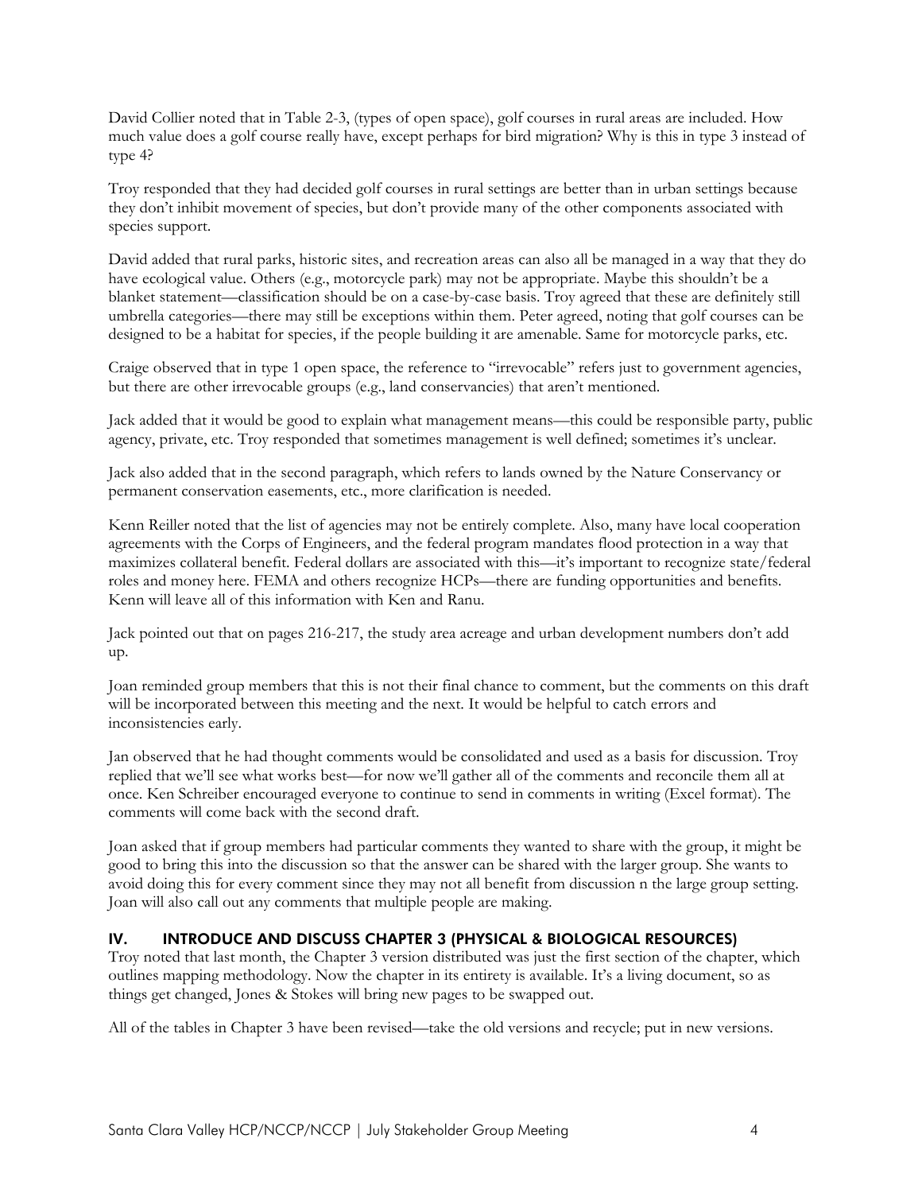David Collier noted that in Table 2-3, (types of open space), golf courses in rural areas are included. How much value does a golf course really have, except perhaps for bird migration? Why is this in type 3 instead of type 4?

Troy responded that they had decided golf courses in rural settings are better than in urban settings because they don't inhibit movement of species, but don't provide many of the other components associated with species support.

David added that rural parks, historic sites, and recreation areas can also all be managed in a way that they do have ecological value. Others (e.g., motorcycle park) may not be appropriate. Maybe this shouldn't be a blanket statement—classification should be on a case-by-case basis. Troy agreed that these are definitely still umbrella categories—there may still be exceptions within them. Peter agreed, noting that golf courses can be designed to be a habitat for species, if the people building it are amenable. Same for motorcycle parks, etc.

Craige observed that in type 1 open space, the reference to "irrevocable" refers just to government agencies, but there are other irrevocable groups (e.g., land conservancies) that aren't mentioned.

Jack added that it would be good to explain what management means—this could be responsible party, public agency, private, etc. Troy responded that sometimes management is well defined; sometimes it's unclear.

Jack also added that in the second paragraph, which refers to lands owned by the Nature Conservancy or permanent conservation easements, etc., more clarification is needed.

Kenn Reiller noted that the list of agencies may not be entirely complete. Also, many have local cooperation agreements with the Corps of Engineers, and the federal program mandates flood protection in a way that maximizes collateral benefit. Federal dollars are associated with this—it's important to recognize state/federal roles and money here. FEMA and others recognize HCPs—there are funding opportunities and benefits. Kenn will leave all of this information with Ken and Ranu.

Jack pointed out that on pages 216-217, the study area acreage and urban development numbers don't add up.

Joan reminded group members that this is not their final chance to comment, but the comments on this draft will be incorporated between this meeting and the next. It would be helpful to catch errors and inconsistencies early.

Jan observed that he had thought comments would be consolidated and used as a basis for discussion. Troy replied that we'll see what works best—for now we'll gather all of the comments and reconcile them all at once. Ken Schreiber encouraged everyone to continue to send in comments in writing (Excel format). The comments will come back with the second draft.

Joan asked that if group members had particular comments they wanted to share with the group, it might be good to bring this into the discussion so that the answer can be shared with the larger group. She wants to avoid doing this for every comment since they may not all benefit from discussion n the large group setting. Joan will also call out any comments that multiple people are making.

## IV. INTRODUCE AND DISCUSS CHAPTER 3 (PHYSICAL & BIOLOGICAL RESOURCES)

Troy noted that last month, the Chapter 3 version distributed was just the first section of the chapter, which outlines mapping methodology. Now the chapter in its entirety is available. It's a living document, so as things get changed, Jones & Stokes will bring new pages to be swapped out.

All of the tables in Chapter 3 have been revised—take the old versions and recycle; put in new versions.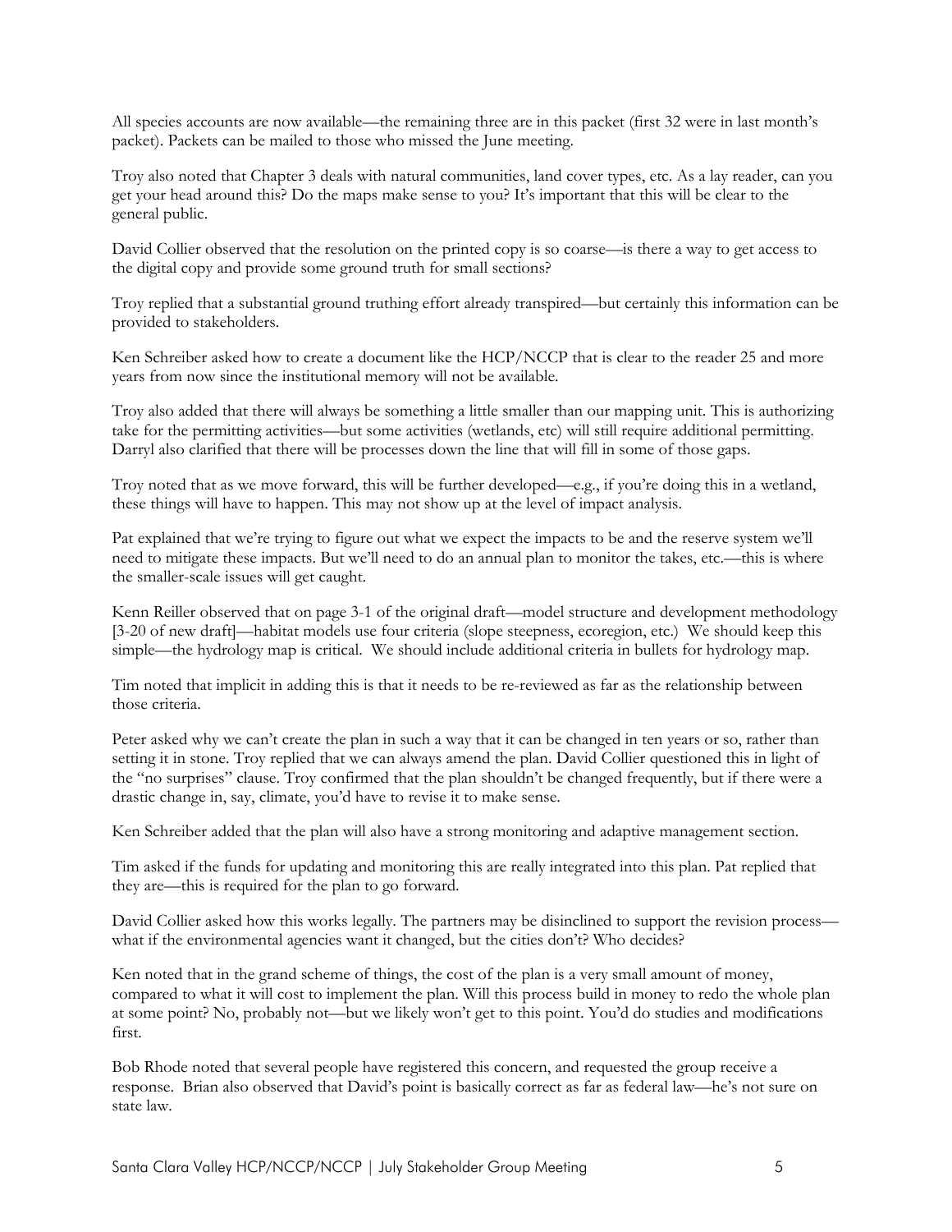All species accounts are now available—the remaining three are in this packet (first 32 were in last month's packet). Packets can be mailed to those who missed the June meeting.

Troy also noted that Chapter 3 deals with natural communities, land cover types, etc. As a lay reader, can you get your head around this? Do the maps make sense to you? It's important that this will be clear to the general public.

David Collier observed that the resolution on the printed copy is so coarse—is there a way to get access to the digital copy and provide some ground truth for small sections?

Troy replied that a substantial ground truthing effort already transpired—but certainly this information can be provided to stakeholders.

Ken Schreiber asked how to create a document like the HCP/NCCP that is clear to the reader 25 and more years from now since the institutional memory will not be available.

Troy also added that there will always be something a little smaller than our mapping unit. This is authorizing take for the permitting activities—but some activities (wetlands, etc) will still require additional permitting. Darryl also clarified that there will be processes down the line that will fill in some of those gaps.

Troy noted that as we move forward, this will be further developed—e.g., if you're doing this in a wetland, these things will have to happen. This may not show up at the level of impact analysis.

Pat explained that we're trying to figure out what we expect the impacts to be and the reserve system we'll need to mitigate these impacts. But we'll need to do an annual plan to monitor the takes, etc.—this is where the smaller-scale issues will get caught.

Kenn Reiller observed that on page 3-1 of the original draft—model structure and development methodology [3-20 of new draft]—habitat models use four criteria (slope steepness, ecoregion, etc.) We should keep this simple—the hydrology map is critical. We should include additional criteria in bullets for hydrology map.

Tim noted that implicit in adding this is that it needs to be re-reviewed as far as the relationship between those criteria.

Peter asked why we can't create the plan in such a way that it can be changed in ten years or so, rather than setting it in stone. Troy replied that we can always amend the plan. David Collier questioned this in light of the "no surprises" clause. Troy confirmed that the plan shouldn't be changed frequently, but if there were a drastic change in, say, climate, you'd have to revise it to make sense.

Ken Schreiber added that the plan will also have a strong monitoring and adaptive management section.

Tim asked if the funds for updating and monitoring this are really integrated into this plan. Pat replied that they are—this is required for the plan to go forward.

David Collier asked how this works legally. The partners may be disinclined to support the revision process—what if the environmental agencies want it changed, but the cities don't? Who decides?

Ken noted that in the grand scheme of things, the cost of the plan is a very small amount of money, compared to what it will cost to implement the plan. Will this process build in money to redo the whole plan at some point? No, probably not—but we likely won't get to this point. You'd do studies and modifications first.

Bob Rhode noted that several people have registered this concern, and requested the group receive a response. Brian also observed that David's point is basically correct as far as federal law—he's not sure on state law.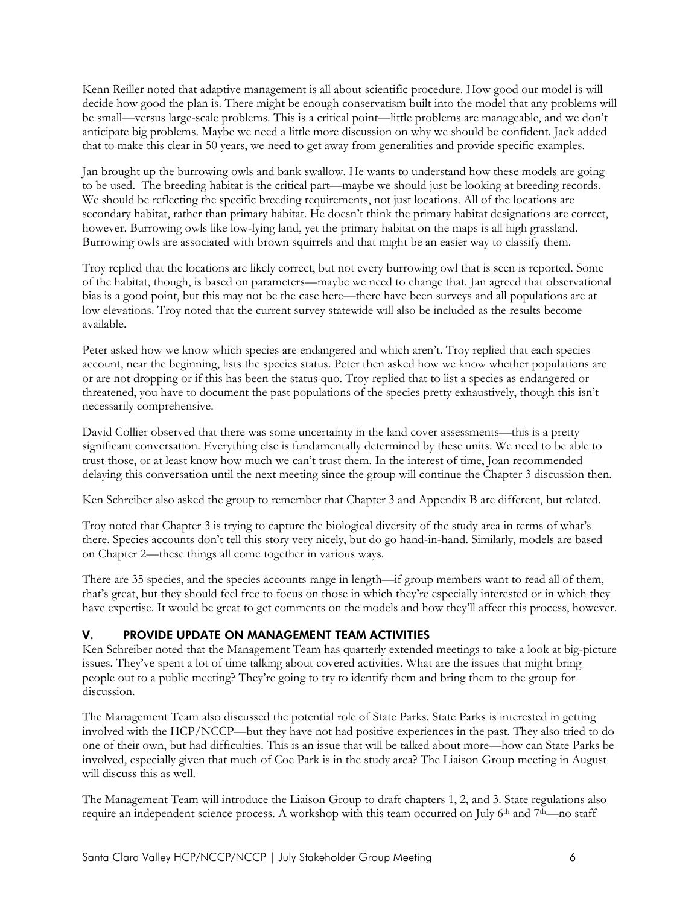Kenn Reiller noted that adaptive management is all about scientific procedure. How good our model is will decide how good the plan is. There might be enough conservatism built into the model that any problems will be small—versus large-scale problems. This is a critical point—little problems are manageable, and we don't anticipate big problems. Maybe we need a little more discussion on why we should be confident. Jack added that to make this clear in 50 years, we need to get away from generalities and provide specific examples.

Jan brought up the burrowing owls and bank swallow. He wants to understand how these models are going to be used. The breeding habitat is the critical part—maybe we should just be looking at breeding records. We should be reflecting the specific breeding requirements, not just locations. All of the locations are secondary habitat, rather than primary habitat. He doesn't think the primary habitat designations are correct, however. Burrowing owls like low-lying land, yet the primary habitat on the maps is all high grassland. Burrowing owls are associated with brown squirrels and that might be an easier way to classify them.

Troy replied that the locations are likely correct, but not every burrowing owl that is seen is reported. Some of the habitat, though, is based on parameters—maybe we need to change that. Jan agreed that observational bias is a good point, but this may not be the case here—there have been surveys and all populations are at low elevations. Troy noted that the current survey statewide will also be included as the results become available.

Peter asked how we know which species are endangered and which aren't. Troy replied that each species account, near the beginning, lists the species status. Peter then asked how we know whether populations are or are not dropping or if this has been the status quo. Troy replied that to list a species as endangered or threatened, you have to document the past populations of the species pretty exhaustively, though this isn't necessarily comprehensive.

David Collier observed that there was some uncertainty in the land cover assessments—this is a pretty significant conversation. Everything else is fundamentally determined by these units. We need to be able to trust those, or at least know how much we can't trust them. In the interest of time, Joan recommended delaying this conversation until the next meeting since the group will continue the Chapter 3 discussion then.

Ken Schreiber also asked the group to remember that Chapter 3 and Appendix B are different, but related.

Troy noted that Chapter 3 is trying to capture the biological diversity of the study area in terms of what's there. Species accounts don't tell this story very nicely, but do go hand-in-hand. Similarly, models are based on Chapter 2—these things all come together in various ways.

There are 35 species, and the species accounts range in length—if group members want to read all of them, that's great, but they should feel free to focus on those in which they're especially interested or in which they have expertise. It would be great to get comments on the models and how they'll affect this process, however.

## V. PROVIDE UPDATE ON MANAGEMENT TEAM ACTIVITIES

Ken Schreiber noted that the Management Team has quarterly extended meetings to take a look at big-picture issues. They've spent a lot of time talking about covered activities. What are the issues that might bring people out to a public meeting? They're going to try to identify them and bring them to the group for discussion.

The Management Team also discussed the potential role of State Parks. State Parks is interested in getting involved with the HCP/NCCP—but they have not had positive experiences in the past. They also tried to do one of their own, but had difficulties. This is an issue that will be talked about more—how can State Parks be involved, especially given that much of Coe Park is in the study area? The Liaison Group meeting in August will discuss this as well.

The Management Team will introduce the Liaison Group to draft chapters 1, 2, and 3. State regulations also require an independent science process. A workshop with this team occurred on July 6th and 7th—no staff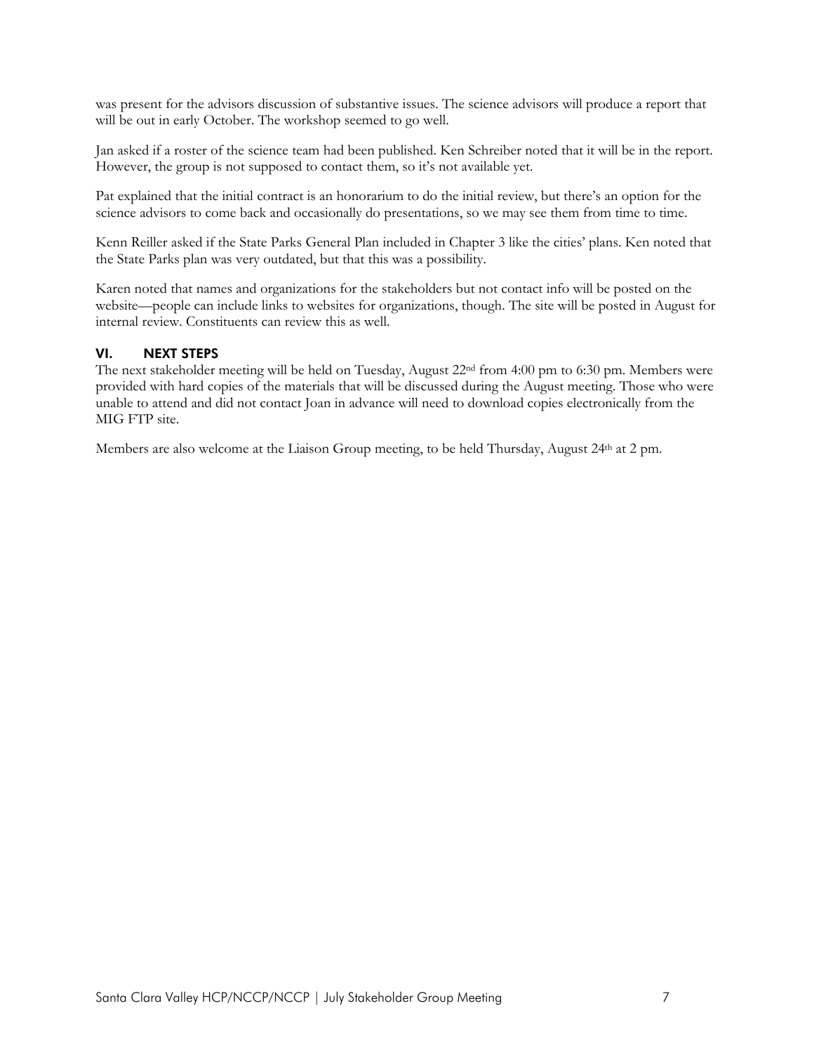was present for the advisors discussion of substantive issues. The science advisors will produce a report that will be out in early October. The workshop seemed to go well.

Jan asked if a roster of the science team had been published. Ken Schreiber noted that it will be in the report. However, the group is not supposed to contact them, so it's not available yet.

Pat explained that the initial contract is an honorarium to do the initial review, but there's an option for the science advisors to come back and occasionally do presentations, so we may see them from time to time.

Kenn Reiller asked if the State Parks General Plan included in Chapter 3 like the cities' plans. Ken noted that the State Parks plan was very outdated, but that this was a possibility.

Karen noted that names and organizations for the stakeholders but not contact info will be posted on the website—people can include links to websites for organizations, though. The site will be posted in August for internal review. Constituents can review this as well.

## VI. NEXT STEPS

The next stakeholder meeting will be held on Tuesday, August 22nd from 4:00 pm to 6:30 pm. Members were provided with hard copies of the materials that will be discussed during the August meeting. Those who were unable to attend and did not contact Joan in advance will need to download copies electronically from the MIG FTP site.

Members are also welcome at the Liaison Group meeting, to be held Thursday, August 24th at 2 pm.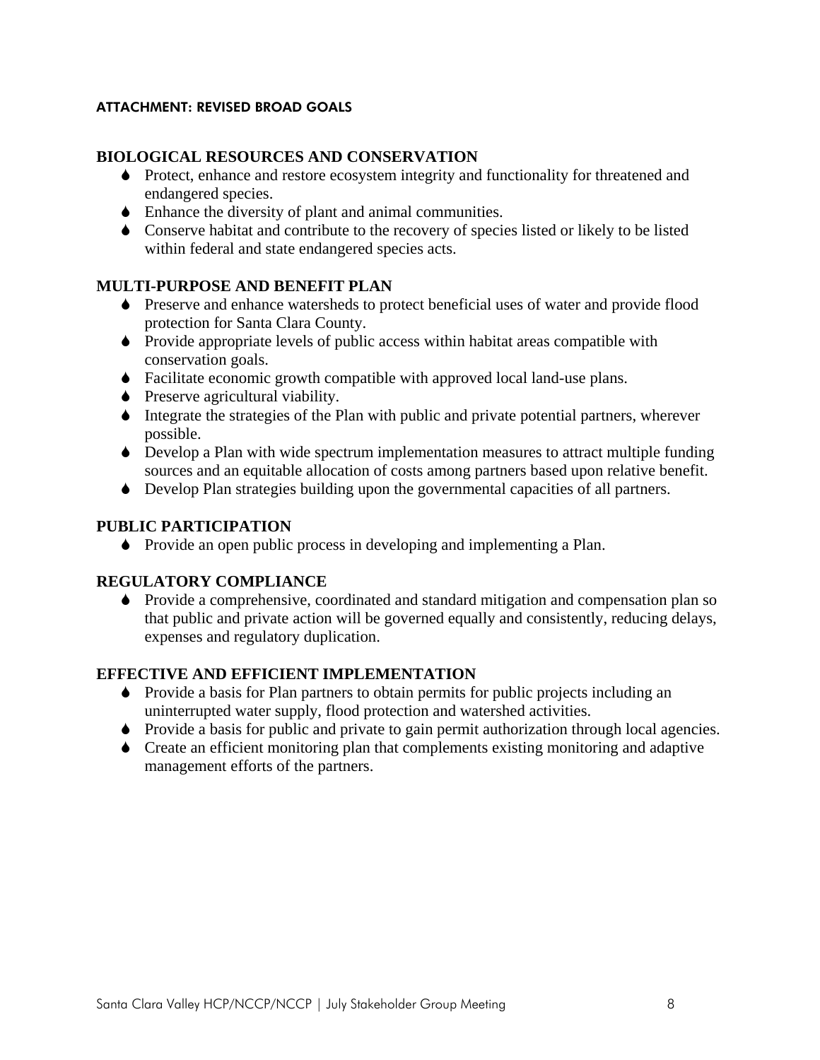## ATTACHMENT: REVISED BROAD GOALS

### BIOLOGICAL RESOURCES AND CONSERVATION

- Protect, enhance and restore ecosystem integrity and functionality for threatened and endangered species.
- Enhance the diversity of plant and animal communities.
- Conserve habitat and contribute to the recovery of species listed or likely to be listed within federal and state endangered species acts.

### MULTI-PURPOSE AND BENEFIT PLAN

- Preserve and enhance watersheds to protect beneficial uses of water and provide flood protection for Santa Clara County.
- Provide appropriate levels of public access within habitat areas compatible with conservation goals.
- Facilitate economic growth compatible with approved local land-use plans.
- Preserve agricultural viability.
- Integrate the strategies of the Plan with public and private potential partners, wherever possible.
- Develop a Plan with wide spectrum implementation measures to attract multiple funding sources and an equitable allocation of costs among partners based upon relative benefit.
- Develop Plan strategies building upon the governmental capacities of all partners.

### PUBLIC PARTICIPATION

- Provide an open public process in developing and implementing a Plan.

### REGULATORY COMPLIANCE

- Provide a comprehensive, coordinated and standard mitigation and compensation plan so that public and private action will be governed equally and consistently, reducing delays, expenses and regulatory duplication.

### EFFECTIVE AND EFFICIENT IMPLEMENTATION

- Provide a basis for Plan partners to obtain permits for public projects including an uninterrupted water supply, flood protection and watershed activities.
- Provide a basis for public and private to gain permit authorization through local agencies.
- Create an efficient monitoring plan that complements existing monitoring and adaptive management efforts of the partners.